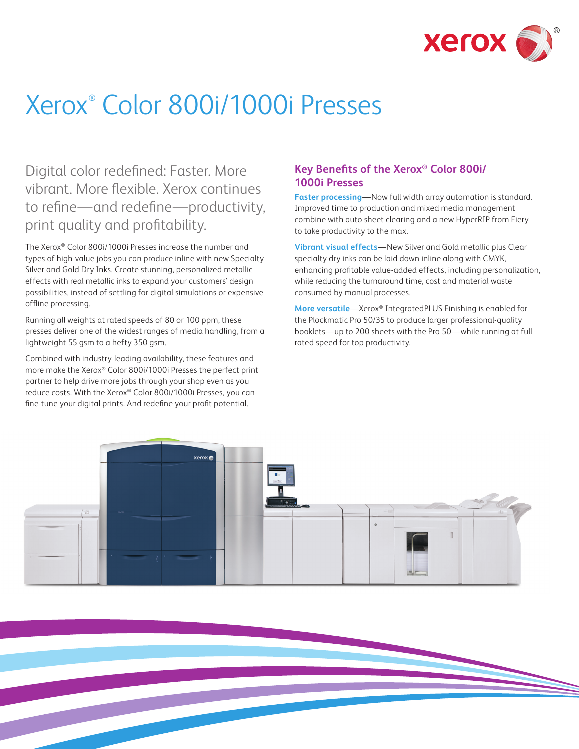# Xerox® Color 800i/1000i Presses

Digital color redefined: Faster. More vibrant. More flexible. Xerox continues to refine—and redefine—productivity, print quality and profitability.

The Xerox® Color 800i/1000i Presses increase the number and types of high-value jobs you can produce inline with new Specialty Silver and Gold Dry Inks. Create stunning, personalized metallic effects with real metallic inks to expand your customers' design possibilities, instead of settling for digital simulations or expensive offline processing.

Running all weights at rated speeds of 80 or 100 ppm, these presses deliver one of the widest ranges of media handling, from a lightweight 55 gsm to a hefty 350 gsm.

Combined with industry-leading availability, these features and more make the Xerox® Color 800i/1000i Presses the perfect print partner to help drive more jobs through your shop even as you reduce costs. With the Xerox® Color 800i/1000i Presses, you can fine-tune your digital prints. And redefine your profit potential.

## Key Benefits of the Xerox® Color 800i/1000i Presses

**Faster processing**—Now full width array automation is standard. Improved time to production and mixed media management combine with auto sheet clearing and a new HyperRIP from Fiery to take productivity to the max.

**Vibrant visual effects**—New Silver and Gold metallic plus Clear specialty dry inks can be laid down inline along with CMYK, enhancing profitable value-added effects, including personalization, while reducing the turnaround time, cost and material waste consumed by manual processes.

**More versatile**—Xerox® IntegratedPLUS Finishing is enabled for the Plockmatic Pro 50/35 to produce larger professional-quality booklets—up to 200 sheets with the Pro 50—while running at full rated speed for top productivity.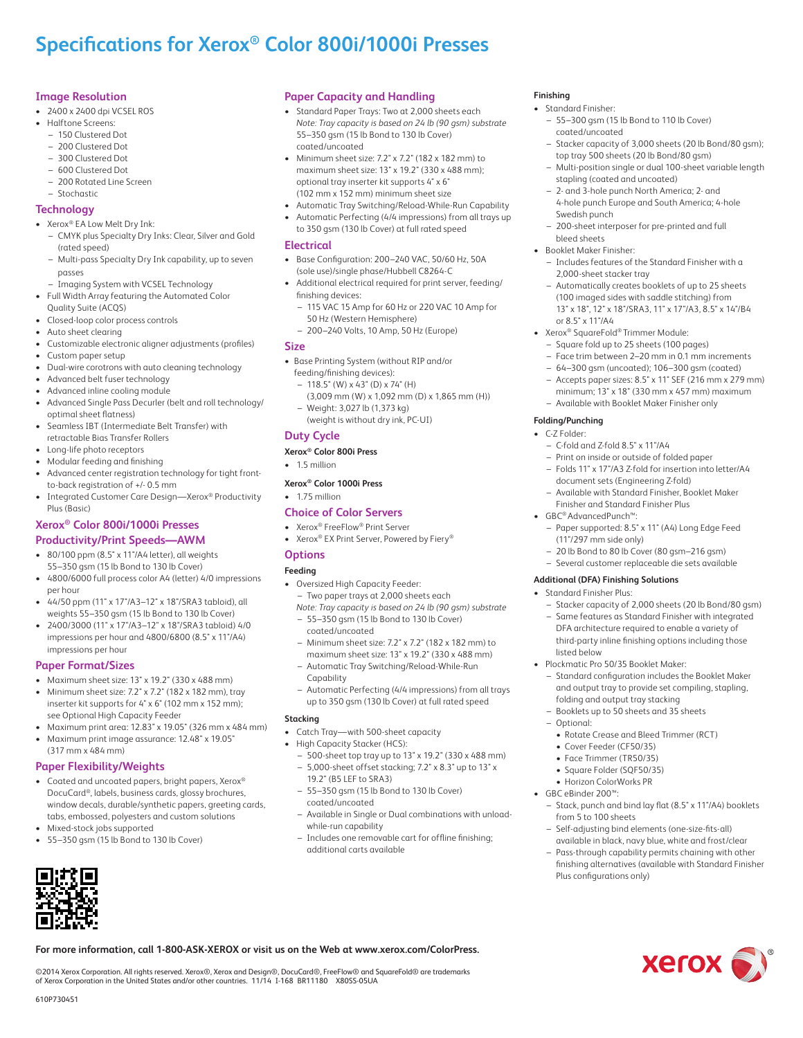# Specifications for Xerox® Color 800i/1000i Presses

## Image Resolution

- 2400 x 2400 dpi VCSEL ROS
- Halftone Screens:
  - 150 Clustered Dot
  - 200 Clustered Dot
  - 300 Clustered Dot
  - 600 Clustered Dot
  - 200 Rotated Line Screen
  - Stochastic

## Technology

- Xerox® EA Low Melt Dry Ink:
  - CMYK plus Specialty Dry Inks: Clear, Silver and Gold (rated speed)
  - Multi-pass Specialty Dry Ink capability, up to seven passes
  - Imaging System with VCSEL Technology
- Full Width Array featuring the Automated Color Quality Suite (ACQS)
- Closed-loop color process controls
- Auto sheet clearing
- Customizable electronic aligner adjustments (profiles)
- Custom paper setup
- Dual-wire corotrons with auto cleaning technology
- Advanced belt fuser technology
- Advanced inline cooling module
- Advanced Single Pass Decurler (belt and roll technology/ optimal sheet flatness)
- Seamless IBT (Intermediate Belt Transfer) with retractable Bias Transfer Rollers
- Long-life photo receptors
- Modular feeding and finishing
- Advanced center registration technology for tight front-to-back registration of +/- 0.5 mm
- Integrated Customer Care Design—Xerox® Productivity Plus (Basic)

## Xerox® Color 800i/1000i Presses Productivity/Print Speeds—AWM

- 80/100 ppm (8.5" x 11"/A4 letter), all weights 55–350 gsm (15 lb Bond to 130 lb Cover)
- 4800/6000 full process color A4 (letter) 4/0 impressions per hour
- 44/50 ppm (11" x 17"/A3–12" x 18"/SRA3 tabloid), all weights 55–350 gsm (15 lb Bond to 130 lb Cover)
- 2400/3000 (11" x 17"/A3–12" x 18"/SRA3 tabloid) 4/0 impressions per hour and 4800/6800 (8.5" x 11"/A4) impressions per hour

## Paper Format/Sizes

- Maximum sheet size: 13" x 19.2" (330 x 488 mm)
- Minimum sheet size: 7.2" x 7.2" (182 x 182 mm), tray inserter kit supports for 4" x 6" (102 mm x 152 mm); see Optional High Capacity Feeder
- Maximum print area: 12.83" x 19.05" (326 mm x 484 mm)
- Maximum print image assurance: 12.48" x 19.05" (317 mm x 484 mm)

## Paper Flexibility/Weights

- Coated and uncoated papers, bright papers, Xerox® DocuCard®, labels, business cards, glossy brochures, window decals, durable/synthetic papers, greeting cards, tabs, embossed, polyesters and custom solutions
- Mixed-stock jobs supported
- 55–350 gsm (15 lb Bond to 130 lb Cover)

## Paper Capacity and Handling

- Standard Paper Trays: Two at 2,000 sheets each
  *Note: Tray capacity is based on 24 lb (90 gsm) substrate*
  55–350 gsm (15 lb Bond to 130 lb Cover) coated/uncoated
- Minimum sheet size: 7.2" x 7.2" (182 x 182 mm) to maximum sheet size: 13" x 19.2" (330 x 488 mm); optional tray inserter kit supports 4" x 6" (102 mm x 152 mm) minimum sheet size
- Automatic Tray Switching/Reload-While-Run Capability
- Automatic Perfecting (4/4 impressions) from all trays up to 350 gsm (130 lb Cover) at full rated speed

## Electrical

- Base Configuration: 200–240 VAC, 50/60 Hz, 50A (sole use)/single phase/Hubbell C8264-C
- Additional electrical required for print server, feeding/ finishing devices:
  - 115 VAC 15 Amp for 60 Hz or 220 VAC 10 Amp for 50 Hz (Western Hemisphere)
  - 200–240 Volts, 10 Amp, 50 Hz (Europe)

## Size

- Base Printing System (without RIP and/or feeding/finishing devices):
  - 118.5" (W) x 43" (D) x 74" (H) (3,009 mm (W) x 1,092 mm (D) x 1,865 mm (H))
  - Weight: 3,027 lb (1,373 kg) (weight is without dry ink, PC-UI)

## Duty Cycle

### Xerox® Color 800i Press

- 1.5 million

### Xerox® Color 1000i Press

- 1.75 million

## Choice of Color Servers

- Xerox® FreeFlow® Print Server
- Xerox® EX Print Server, Powered by Fiery®

## Options

### Feeding

- Oversized High Capacity Feeder:
  - Two paper trays at 2,000 sheets each
  *Note: Tray capacity is based on 24 lb (90 gsm) substrate*
  - 55–350 gsm (15 lb Bond to 130 lb Cover) coated/uncoated
  - Minimum sheet size: 7.2" x 7.2" (182 x 182 mm) to maximum sheet size: 13" x 19.2" (330 x 488 mm)
  - Automatic Tray Switching/Reload-While-Run Capability
  - Automatic Perfecting (4/4 impressions) from all trays up to 350 gsm (130 lb Cover) at full rated speed

### Stacking

- Catch Tray—with 500-sheet capacity
- High Capacity Stacker (HCS):
  - 500-sheet top tray up to 13" x 19.2" (330 x 488 mm)
  - 5,000-sheet offset stacking; 7.2" x 8.3" up to 13" x 19.2" (B5 LEF to SRA3)
  - 55–350 gsm (15 lb Bond to 130 lb Cover) coated/uncoated
  - Available in Single or Dual combinations with unload-while-run capability
  - Includes one removable cart for offline finishing; additional carts available

### Finishing

- Standard Finisher:
  - 55–300 gsm (15 lb Bond to 110 lb Cover) coated/uncoated
  - Stacker capacity of 3,000 sheets (20 lb Bond/80 gsm); top tray 500 sheets (20 lb Bond/80 gsm)
  - Multi-position single or dual 100-sheet variable length stapling (coated and uncoated)
  - 2- and 3-hole punch North America; 2- and 4-hole punch Europe and South America; 4-hole Swedish punch
  - 200-sheet interposer for pre-printed and full bleed sheets
- Booklet Maker Finisher:
  - Includes features of the Standard Finisher with a 2,000-sheet stacker tray
  - Automatically creates booklets of up to 25 sheets (100 imaged sides with saddle stitching) from 13" x 18", 12" x 18"/SRA3, 11" x 17"/A3, 8.5" x 14"/B4 or 8.5" x 11"/A4
- Xerox® SquareFold® Trimmer Module:
  - Square fold up to 25 sheets (100 pages)
  - Face trim between 2–20 mm in 0.1 mm increments
  - 64–300 gsm (uncoated); 106–300 gsm (coated)
  - Accepts paper sizes: 8.5" x 11" SEF (216 mm x 279 mm) minimum; 13" x 18" (330 mm x 457 mm) maximum
  - Available with Booklet Maker Finisher only

### Folding/Punching

- C-Z Folder:
  - C-fold and Z-fold 8.5" x 11"/A4
  - Print on inside or outside of folded paper
  - Folds 11" x 17"/A3 Z-fold for insertion into letter/A4 document sets (Engineering Z-fold)
  - Available with Standard Finisher, Booklet Maker Finisher and Standard Finisher Plus
- GBC® AdvancedPunch™:
  - Paper supported: 8.5" x 11" (A4) Long Edge Feed (11"/297 mm side only)
  - 20 lb Bond to 80 lb Cover (80 gsm–216 gsm)
  - Several customer replaceable die sets available

### Additional (DFA) Finishing Solutions

- Standard Finisher Plus:
  - Stacker capacity of 2,000 sheets (20 lb Bond/80 gsm)
  - Same features as Standard Finisher with integrated DFA architecture required to enable a variety of third-party inline finishing options including those listed below
- Plockmatic Pro 50/35 Booklet Maker:
  - Standard configuration includes the Booklet Maker and output tray to provide set compiling, stapling, folding and output tray stacking
  - Booklets up to 50 sheets and 35 sheets
  - Optional:
    - Rotate Crease and Bleed Trimmer (RCT)
    - Cover Feeder (CF50/35)
    - Face Trimmer (TR50/35)
    - Square Folder (SQF50/35)
    - Horizon ColorWorks PR
- GBC eBinder 200™:
  - Stack, punch and bind lay flat (8.5" x 11"/A4) booklets from 5 to 100 sheets
  - Self-adjusting bind elements (one-size-fits-all) available in black, navy blue, white and frost/clear
  - Pass-through capability permits chaining with other finishing alternatives (available with Standard Finisher Plus configurations only)

**For more information, call 1-800-ASK-XEROX or visit us on the Web at www.xerox.com/ColorPress.**

©2014 Xerox Corporation. All rights reserved. Xerox®, Xerox and Design®, DocuCard®, FreeFlow® and SquareFold® are trademarks of Xerox Corporation in the United States and/or other countries. 11/14 I-168 BR11180 X80SS-05UA

610P730451